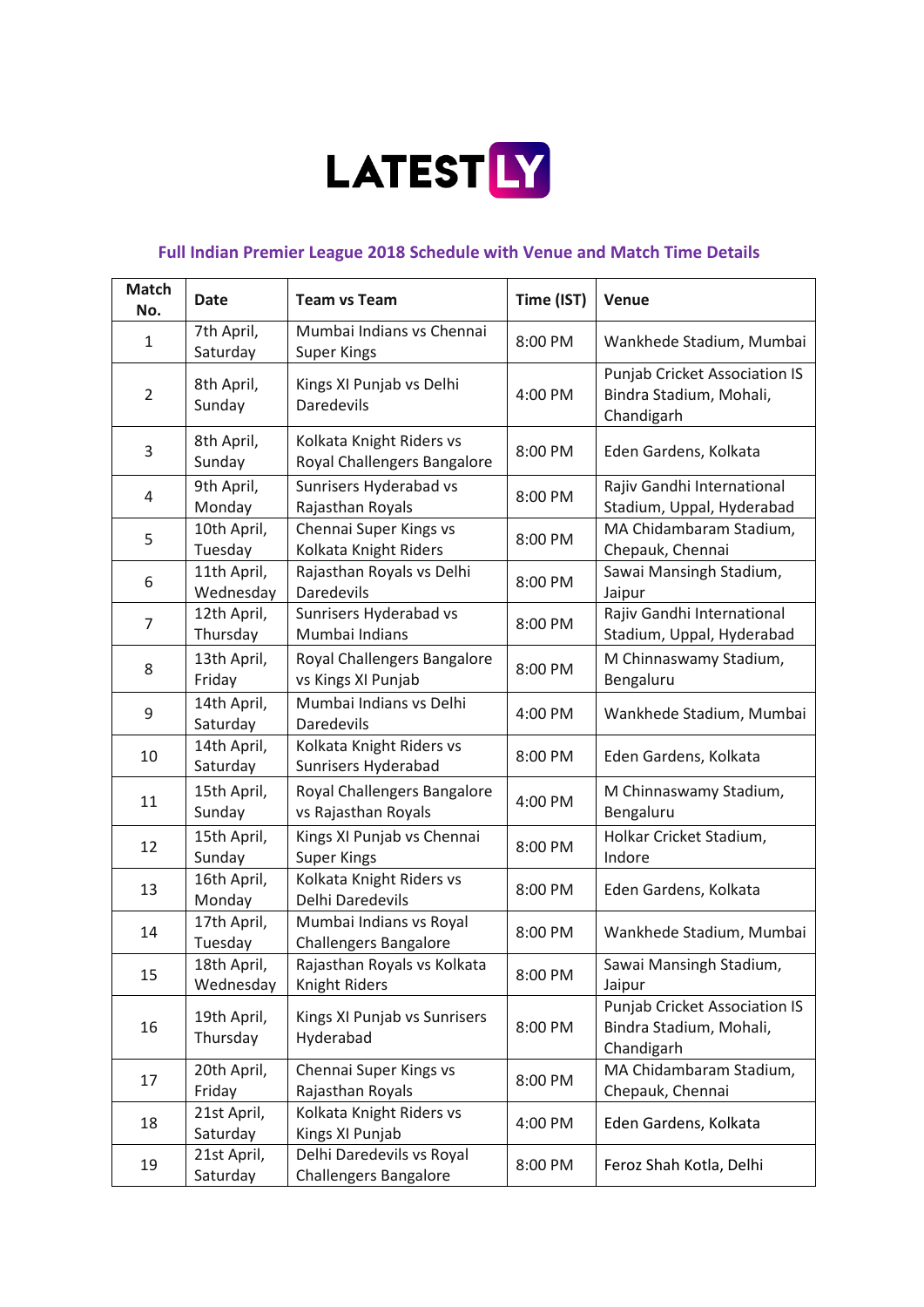**LATESTLY**

## Full Indian Premier League 2018 Schedule with Venue and Match Time Details

| Match No. | Date | Team vs Team | Time (IST) | Venue |
|---|---|---|---|---|
| 1 | 7th April, Saturday | Mumbai Indians vs Chennai Super Kings | 8:00 PM | Wankhede Stadium, Mumbai |
| 2 | 8th April, Sunday | Kings XI Punjab vs Delhi Daredevils | 4:00 PM | Punjab Cricket Association IS Bindra Stadium, Mohali, Chandigarh |
| 3 | 8th April, Sunday | Kolkata Knight Riders vs Royal Challengers Bangalore | 8:00 PM | Eden Gardens, Kolkata |
| 4 | 9th April, Monday | Sunrisers Hyderabad vs Rajasthan Royals | 8:00 PM | Rajiv Gandhi International Stadium, Uppal, Hyderabad |
| 5 | 10th April, Tuesday | Chennai Super Kings vs Kolkata Knight Riders | 8:00 PM | MA Chidambaram Stadium, Chepauk, Chennai |
| 6 | 11th April, Wednesday | Rajasthan Royals vs Delhi Daredevils | 8:00 PM | Sawai Mansingh Stadium, Jaipur |
| 7 | 12th April, Thursday | Sunrisers Hyderabad vs Mumbai Indians | 8:00 PM | Rajiv Gandhi International Stadium, Uppal, Hyderabad |
| 8 | 13th April, Friday | Royal Challengers Bangalore vs Kings XI Punjab | 8:00 PM | M Chinnaswamy Stadium, Bengaluru |
| 9 | 14th April, Saturday | Mumbai Indians vs Delhi Daredevils | 4:00 PM | Wankhede Stadium, Mumbai |
| 10 | 14th April, Saturday | Kolkata Knight Riders vs Sunrisers Hyderabad | 8:00 PM | Eden Gardens, Kolkata |
| 11 | 15th April, Sunday | Royal Challengers Bangalore vs Rajasthan Royals | 4:00 PM | M Chinnaswamy Stadium, Bengaluru |
| 12 | 15th April, Sunday | Kings XI Punjab vs Chennai Super Kings | 8:00 PM | Holkar Cricket Stadium, Indore |
| 13 | 16th April, Monday | Kolkata Knight Riders vs Delhi Daredevils | 8:00 PM | Eden Gardens, Kolkata |
| 14 | 17th April, Tuesday | Mumbai Indians vs Royal Challengers Bangalore | 8:00 PM | Wankhede Stadium, Mumbai |
| 15 | 18th April, Wednesday | Rajasthan Royals vs Kolkata Knight Riders | 8:00 PM | Sawai Mansingh Stadium, Jaipur |
| 16 | 19th April, Thursday | Kings XI Punjab vs Sunrisers Hyderabad | 8:00 PM | Punjab Cricket Association IS Bindra Stadium, Mohali, Chandigarh |
| 17 | 20th April, Friday | Chennai Super Kings vs Rajasthan Royals | 8:00 PM | MA Chidambaram Stadium, Chepauk, Chennai |
| 18 | 21st April, Saturday | Kolkata Knight Riders vs Kings XI Punjab | 4:00 PM | Eden Gardens, Kolkata |
| 19 | 21st April, Saturday | Delhi Daredevils vs Royal Challengers Bangalore | 8:00 PM | Feroz Shah Kotla, Delhi |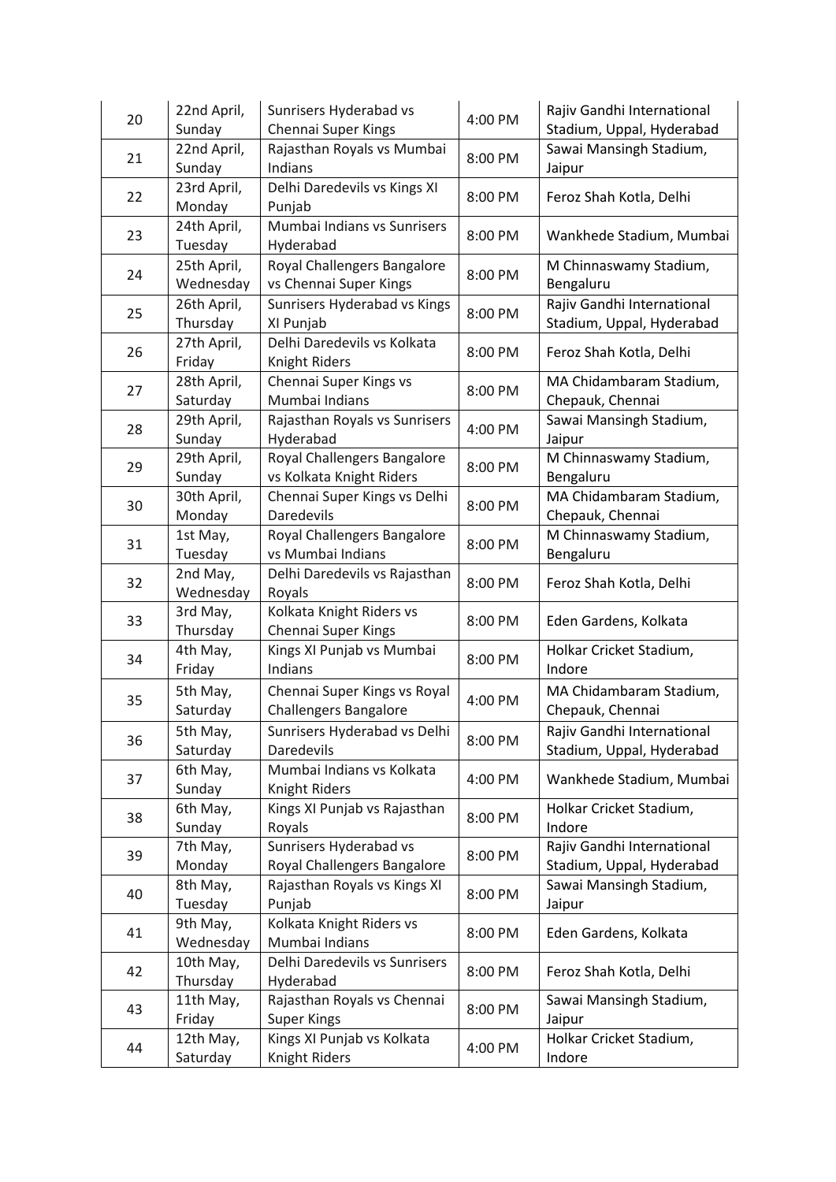| 20 | 22nd April, Sunday | Sunrisers Hyderabad vs Chennai Super Kings | 4:00 PM | Rajiv Gandhi International Stadium, Uppal, Hyderabad |
|---|---|---|---|---|
| 21 | 22nd April, Sunday | Rajasthan Royals vs Mumbai Indians | 8:00 PM | Sawai Mansingh Stadium, Jaipur |
| 22 | 23rd April, Monday | Delhi Daredevils vs Kings XI Punjab | 8:00 PM | Feroz Shah Kotla, Delhi |
| 23 | 24th April, Tuesday | Mumbai Indians vs Sunrisers Hyderabad | 8:00 PM | Wankhede Stadium, Mumbai |
| 24 | 25th April, Wednesday | Royal Challengers Bangalore vs Chennai Super Kings | 8:00 PM | M Chinnaswamy Stadium, Bengaluru |
| 25 | 26th April, Thursday | Sunrisers Hyderabad vs Kings XI Punjab | 8:00 PM | Rajiv Gandhi International Stadium, Uppal, Hyderabad |
| 26 | 27th April, Friday | Delhi Daredevils vs Kolkata Knight Riders | 8:00 PM | Feroz Shah Kotla, Delhi |
| 27 | 28th April, Saturday | Chennai Super Kings vs Mumbai Indians | 8:00 PM | MA Chidambaram Stadium, Chepauk, Chennai |
| 28 | 29th April, Sunday | Rajasthan Royals vs Sunrisers Hyderabad | 4:00 PM | Sawai Mansingh Stadium, Jaipur |
| 29 | 29th April, Sunday | Royal Challengers Bangalore vs Kolkata Knight Riders | 8:00 PM | M Chinnaswamy Stadium, Bengaluru |
| 30 | 30th April, Monday | Chennai Super Kings vs Delhi Daredevils | 8:00 PM | MA Chidambaram Stadium, Chepauk, Chennai |
| 31 | 1st May, Tuesday | Royal Challengers Bangalore vs Mumbai Indians | 8:00 PM | M Chinnaswamy Stadium, Bengaluru |
| 32 | 2nd May, Wednesday | Delhi Daredevils vs Rajasthan Royals | 8:00 PM | Feroz Shah Kotla, Delhi |
| 33 | 3rd May, Thursday | Kolkata Knight Riders vs Chennai Super Kings | 8:00 PM | Eden Gardens, Kolkata |
| 34 | 4th May, Friday | Kings XI Punjab vs Mumbai Indians | 8:00 PM | Holkar Cricket Stadium, Indore |
| 35 | 5th May, Saturday | Chennai Super Kings vs Royal Challengers Bangalore | 4:00 PM | MA Chidambaram Stadium, Chepauk, Chennai |
| 36 | 5th May, Saturday | Sunrisers Hyderabad vs Delhi Daredevils | 8:00 PM | Rajiv Gandhi International Stadium, Uppal, Hyderabad |
| 37 | 6th May, Sunday | Mumbai Indians vs Kolkata Knight Riders | 4:00 PM | Wankhede Stadium, Mumbai |
| 38 | 6th May, Sunday | Kings XI Punjab vs Rajasthan Royals | 8:00 PM | Holkar Cricket Stadium, Indore |
| 39 | 7th May, Monday | Sunrisers Hyderabad vs Royal Challengers Bangalore | 8:00 PM | Rajiv Gandhi International Stadium, Uppal, Hyderabad |
| 40 | 8th May, Tuesday | Rajasthan Royals vs Kings XI Punjab | 8:00 PM | Sawai Mansingh Stadium, Jaipur |
| 41 | 9th May, Wednesday | Kolkata Knight Riders vs Mumbai Indians | 8:00 PM | Eden Gardens, Kolkata |
| 42 | 10th May, Thursday | Delhi Daredevils vs Sunrisers Hyderabad | 8:00 PM | Feroz Shah Kotla, Delhi |
| 43 | 11th May, Friday | Rajasthan Royals vs Chennai Super Kings | 8:00 PM | Sawai Mansingh Stadium, Jaipur |
| 44 | 12th May, Saturday | Kings XI Punjab vs Kolkata Knight Riders | 4:00 PM | Holkar Cricket Stadium, Indore |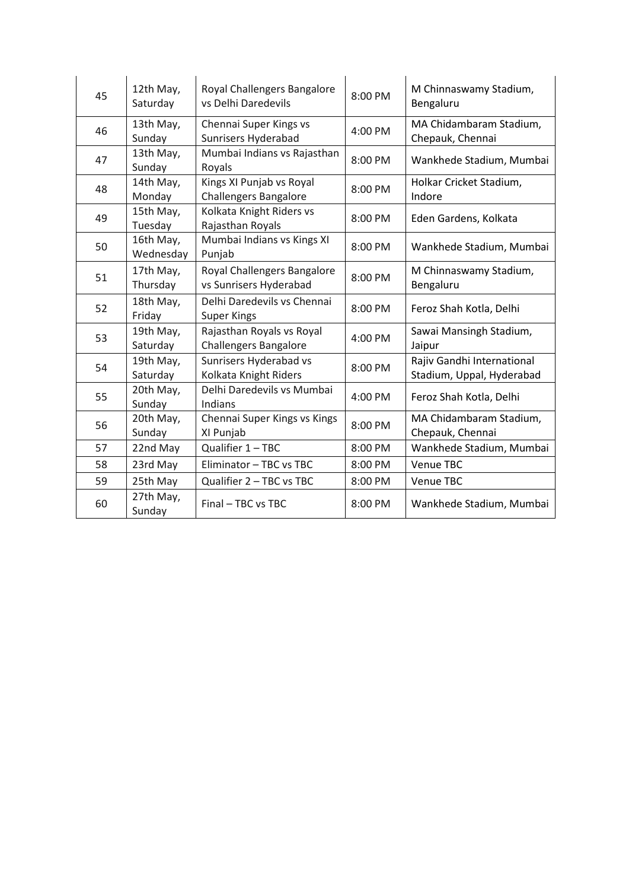| | | | | |
|---|---|---|---|---|
| 45 | 12th May, Saturday | Royal Challengers Bangalore vs Delhi Daredevils | 8:00 PM | M Chinnaswamy Stadium, Bengaluru |
| 46 | 13th May, Sunday | Chennai Super Kings vs Sunrisers Hyderabad | 4:00 PM | MA Chidambaram Stadium, Chepauk, Chennai |
| 47 | 13th May, Sunday | Mumbai Indians vs Rajasthan Royals | 8:00 PM | Wankhede Stadium, Mumbai |
| 48 | 14th May, Monday | Kings XI Punjab vs Royal Challengers Bangalore | 8:00 PM | Holkar Cricket Stadium, Indore |
| 49 | 15th May, Tuesday | Kolkata Knight Riders vs Rajasthan Royals | 8:00 PM | Eden Gardens, Kolkata |
| 50 | 16th May, Wednesday | Mumbai Indians vs Kings XI Punjab | 8:00 PM | Wankhede Stadium, Mumbai |
| 51 | 17th May, Thursday | Royal Challengers Bangalore vs Sunrisers Hyderabad | 8:00 PM | M Chinnaswamy Stadium, Bengaluru |
| 52 | 18th May, Friday | Delhi Daredevils vs Chennai Super Kings | 8:00 PM | Feroz Shah Kotla, Delhi |
| 53 | 19th May, Saturday | Rajasthan Royals vs Royal Challengers Bangalore | 4:00 PM | Sawai Mansingh Stadium, Jaipur |
| 54 | 19th May, Saturday | Sunrisers Hyderabad vs Kolkata Knight Riders | 8:00 PM | Rajiv Gandhi International Stadium, Uppal, Hyderabad |
| 55 | 20th May, Sunday | Delhi Daredevils vs Mumbai Indians | 4:00 PM | Feroz Shah Kotla, Delhi |
| 56 | 20th May, Sunday | Chennai Super Kings vs Kings XI Punjab | 8:00 PM | MA Chidambaram Stadium, Chepauk, Chennai |
| 57 | 22nd May | Qualifier 1 – TBC | 8:00 PM | Wankhede Stadium, Mumbai |
| 58 | 23rd May | Eliminator – TBC vs TBC | 8:00 PM | Venue TBC |
| 59 | 25th May | Qualifier 2 – TBC vs TBC | 8:00 PM | Venue TBC |
| 60 | 27th May, Sunday | Final – TBC vs TBC | 8:00 PM | Wankhede Stadium, Mumbai |